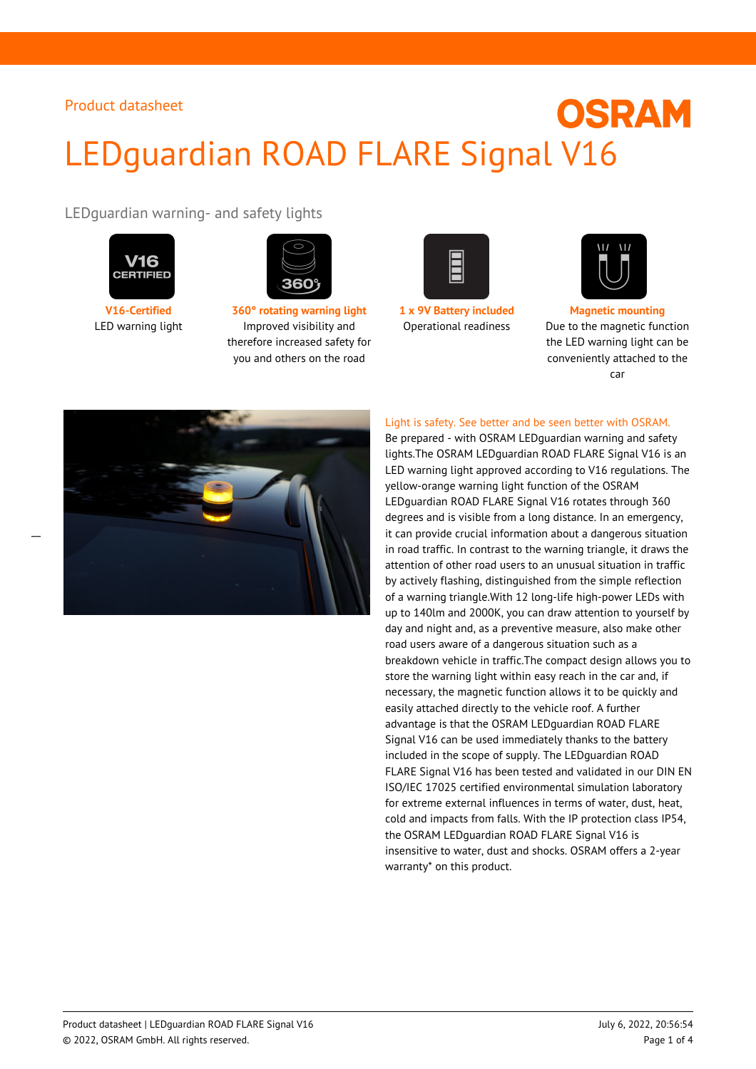Product datasheet

# LEDguardian ROAD FLARE Signal V16

LEDguardian warning- and safety lights

**V16-Certified**
LED warning light

**360° rotating warning light**
Improved visibility and therefore increased safety for you and others on the road

**1 x 9V Battery included**
Operational readiness

**Magnetic mounting**
Due to the magnetic function the LED warning light can be conveniently attached to the car

Light is safety. See better and be seen better with OSRAM.

Be prepared - with OSRAM LEDguardian warning and safety lights.The OSRAM LEDguardian ROAD FLARE Signal V16 is an LED warning light approved according to V16 regulations. The yellow-orange warning light function of the OSRAM LEDguardian ROAD FLARE Signal V16 rotates through 360 degrees and is visible from a long distance. In an emergency, it can provide crucial information about a dangerous situation in road traffic. In contrast to the warning triangle, it draws the attention of other road users to an unusual situation in traffic by actively flashing, distinguished from the simple reflection of a warning triangle.With 12 long-life high-power LEDs with up to 140lm and 2000K, you can draw attention to yourself by day and night and, as a preventive measure, also make other road users aware of a dangerous situation such as a breakdown vehicle in traffic.The compact design allows you to store the warning light within easy reach in the car and, if necessary, the magnetic function allows it to be quickly and easily attached directly to the vehicle roof. A further advantage is that the OSRAM LEDguardian ROAD FLARE Signal V16 can be used immediately thanks to the battery included in the scope of supply. The LEDguardian ROAD FLARE Signal V16 has been tested and validated in our DIN EN ISO/IEC 17025 certified environmental simulation laboratory for extreme external influences in terms of water, dust, heat, cold and impacts from falls. With the IP protection class IP54, the OSRAM LEDguardian ROAD FLARE Signal V16 is insensitive to water, dust and shocks. OSRAM offers a 2-year warranty* on this product.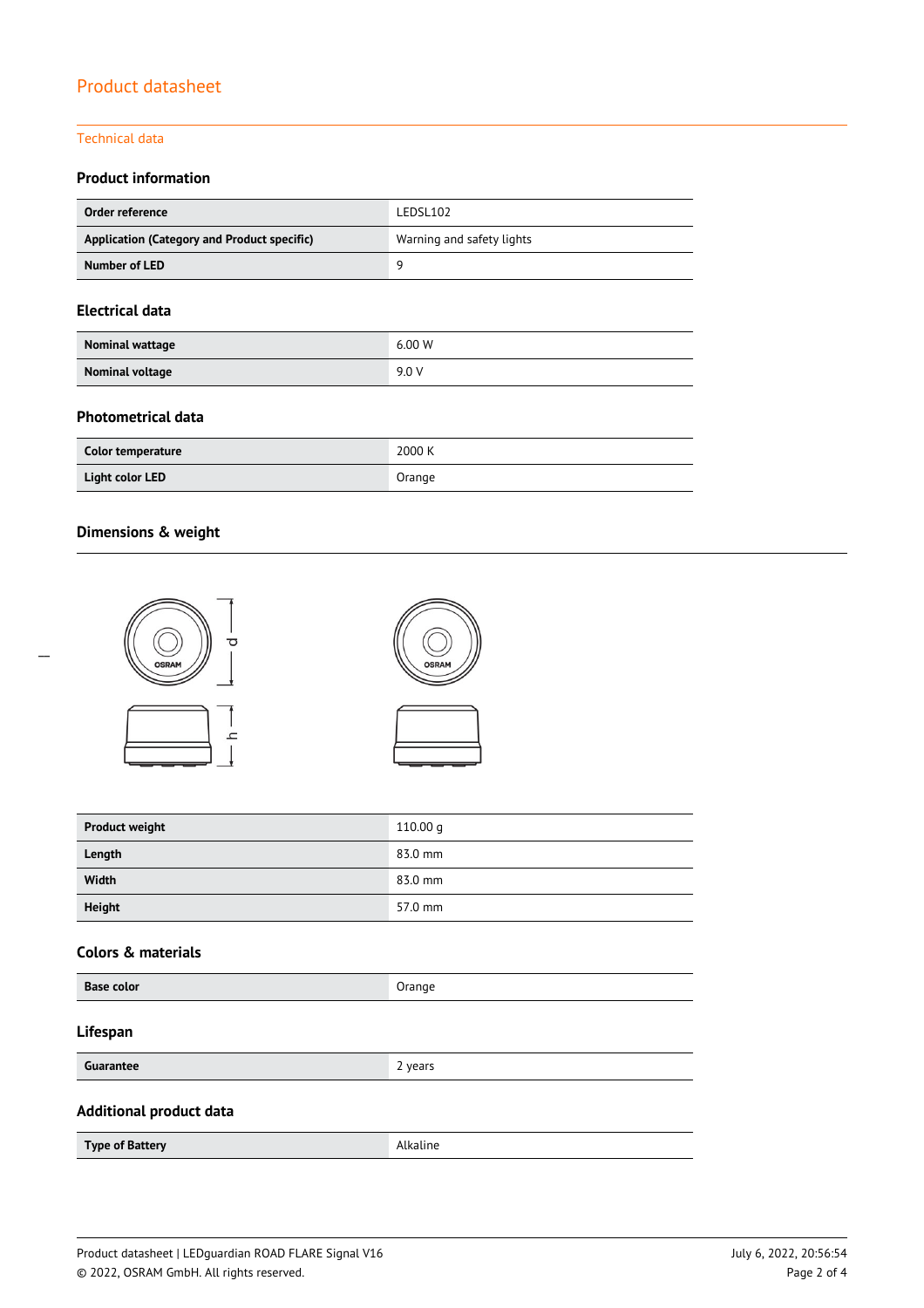# Product datasheet

## Technical data

### Product information

| Order reference | LEDSL102 |
|---|---|
| Application (Category and Product specific) | Warning and safety lights |
| Number of LED | 9 |

### Electrical data

| Nominal wattage | 6.00 W |
|---|---|
| Nominal voltage | 9.0 V |

### Photometrical data

| Color temperature | 2000 K |
|---|---|
| Light color LED | Orange |

### Dimensions & weight

| Product weight | 110.00 g |
|---|---|
| Length | 83.0 mm |
| Width | 83.0 mm |
| Height | 57.0 mm |

### Colors & materials

| Base color | Orange |
|---|---|

### Lifespan

| Guarantee | 2 years |
|---|---|

### Additional product data

| Type of Battery | Alkaline |
|---|---|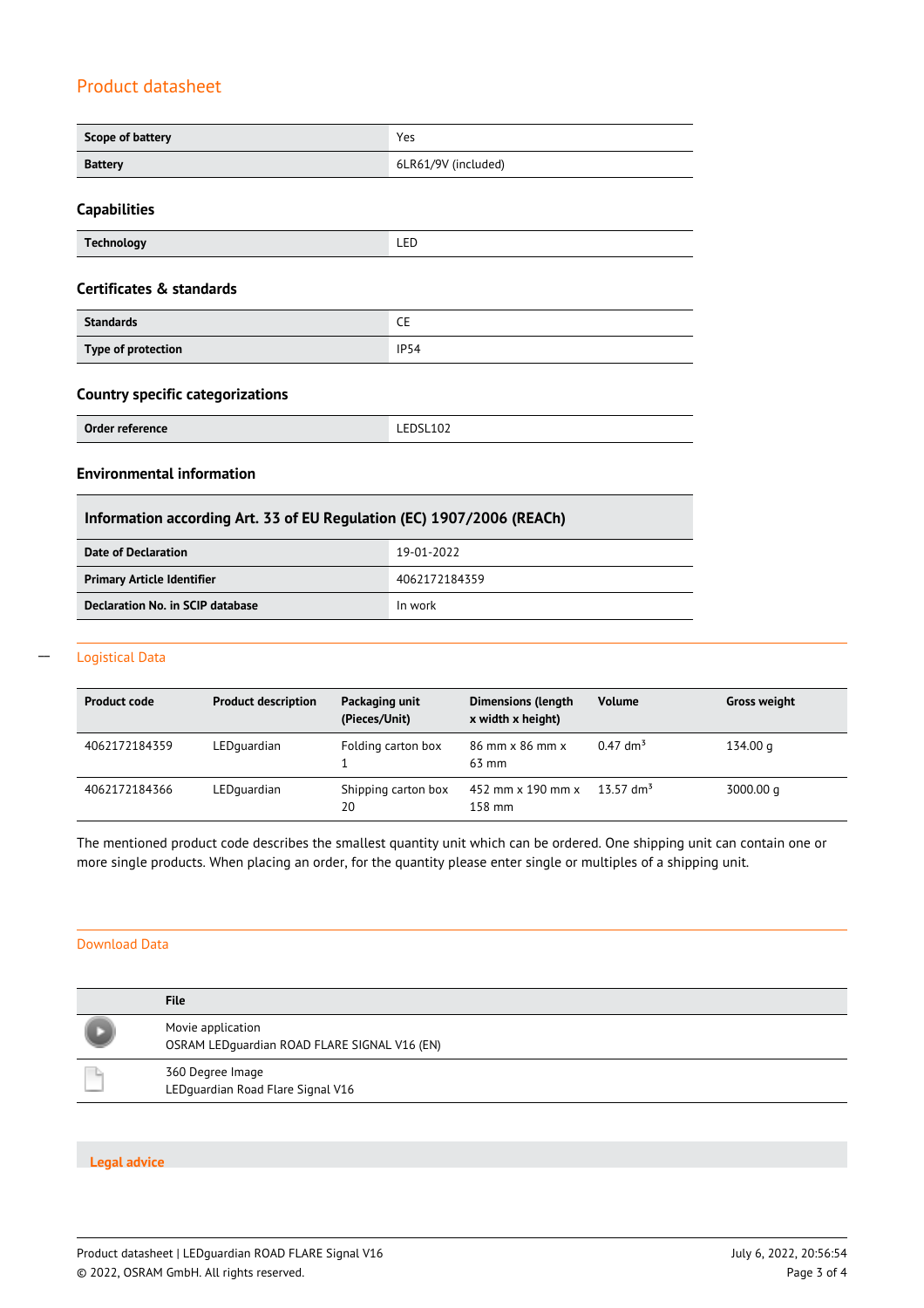## Product datasheet

| Scope of battery | Yes |
|---|---|
| Battery | 6LR61/9V (included) |

### Capabilities

| Technology | LED |
|---|---|

### Certificates & standards

| Standards | CE |
|---|---|
| Type of protection | IP54 |

### Country specific categorizations

| Order reference | LEDSL102 |
|---|---|

### Environmental information

| Information according Art. 33 of EU Regulation (EC) 1907/2006 (REACh) | |
|---|---|
| Date of Declaration | 19-01-2022 |
| Primary Article Identifier | 4062172184359 |
| Declaration No. in SCIP database | In work |

## Logistical Data

| Product code | Product description | Packaging unit (Pieces/Unit) | Dimensions (length x width x height) | Volume | Gross weight |
|---|---|---|---|---|---|
| 4062172184359 | LEDguardian | Folding carton box 1 | 86 mm x 86 mm x 63 mm | 0.47 $dm^3$ | 134.00 g |
| 4062172184366 | LEDguardian | Shipping carton box 20 | 452 mm x 190 mm x 158 mm | 13.57 $dm^3$ | 3000.00 g |

The mentioned product code describes the smallest quantity unit which can be ordered. One shipping unit can contain one or more single products. When placing an order, for the quantity please enter single or multiples of a shipping unit.

## Download Data

| | File |
|---|---|
| | Movie application<br>OSRAM LEDguardian ROAD FLARE SIGNAL V16 (EN) |
| | 360 Degree Image<br>LEDguardian Road Flare Signal V16 |

## Legal advice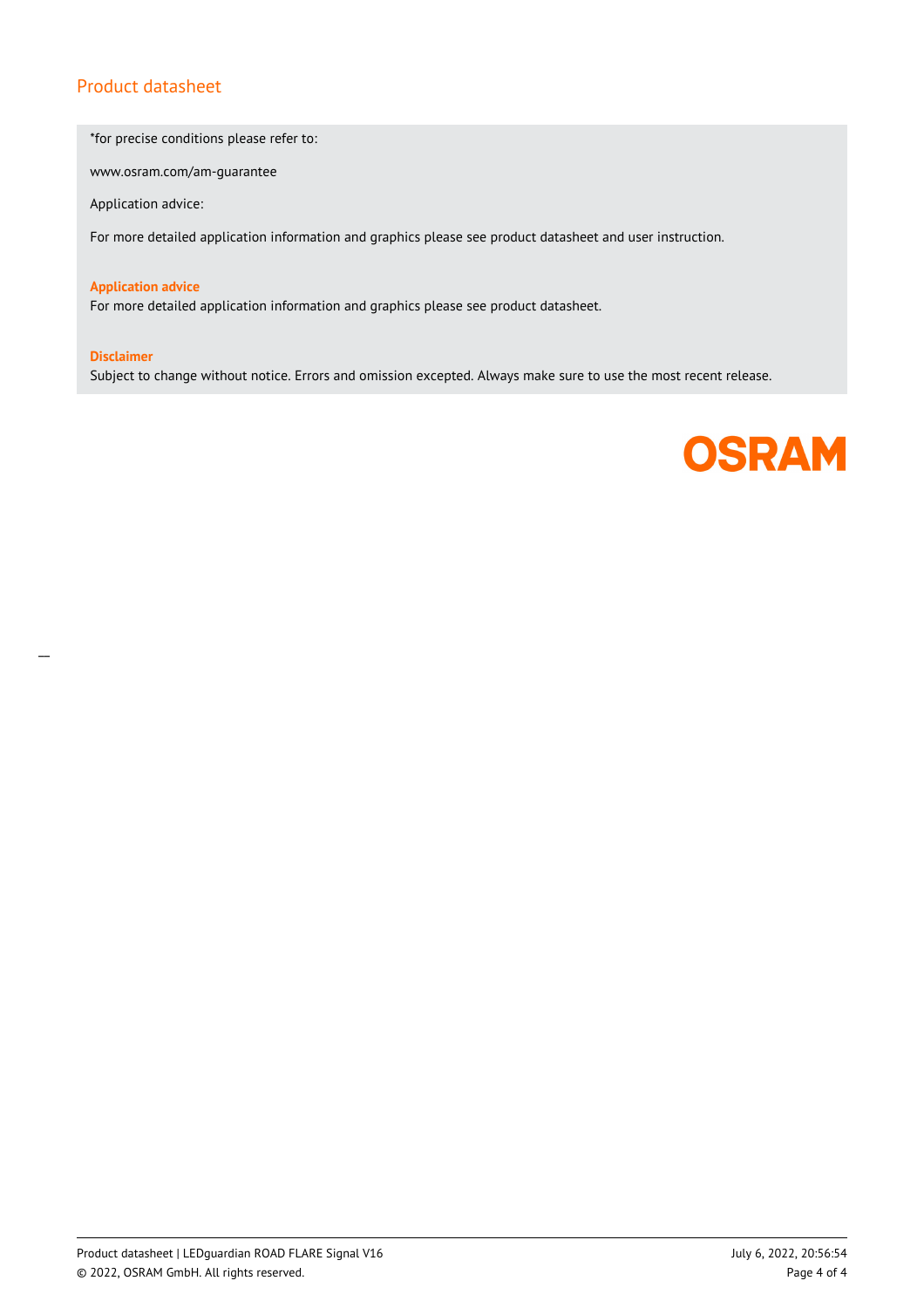*for precise conditions please refer to:

www.osram.com/am-guarantee

Application advice:

For more detailed application information and graphics please see product datasheet and user instruction.

**Application advice**

For more detailed application information and graphics please see product datasheet.

**Disclaimer**

Subject to change without notice. Errors and omission excepted. Always make sure to use the most recent release.

OSRAM